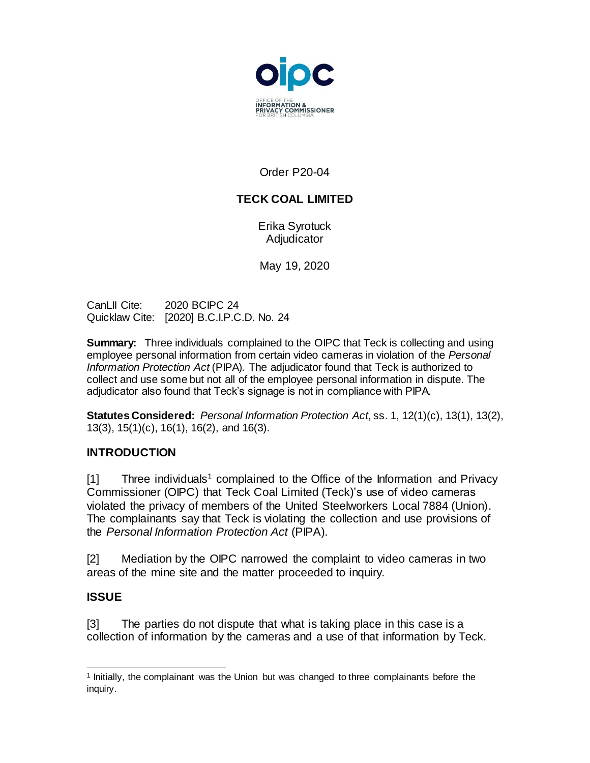Order P20-04

# TECK COAL LIMITED

Erika Syrotuck
Adjudicator

May 19, 2020

CanLII Cite: 2020 BCIPC 24
Quicklaw Cite: [2020] B.C.I.P.C.D. No. 24

**Summary:** Three individuals complained to the OIPC that Teck is collecting and using employee personal information from certain video cameras in violation of the *Personal Information Protection Act* (PIPA). The adjudicator found that Teck is authorized to collect and use some but not all of the employee personal information in dispute. The adjudicator also found that Teck's signage is not in compliance with PIPA.

**Statutes Considered:** *Personal Information Protection Act*, ss. 1, 12(1)(c), 13(1), 13(2), 13(3), 15(1)(c), 16(1), 16(2), and 16(3).

## INTRODUCTION

[1] Three individuals[1] complained to the Office of the Information and Privacy Commissioner (OIPC) that Teck Coal Limited (Teck)'s use of video cameras violated the privacy of members of the United Steelworkers Local 7884 (Union). The complainants say that Teck is violating the collection and use provisions of the *Personal Information Protection Act* (PIPA).

[2] Mediation by the OIPC narrowed the complaint to video cameras in two areas of the mine site and the matter proceeded to inquiry.

## ISSUE

[3] The parties do not dispute that what is taking place in this case is a collection of information by the cameras and a use of that information by Teck.

---

[1] Initially, the complainant was the Union but was changed to three complainants before the inquiry.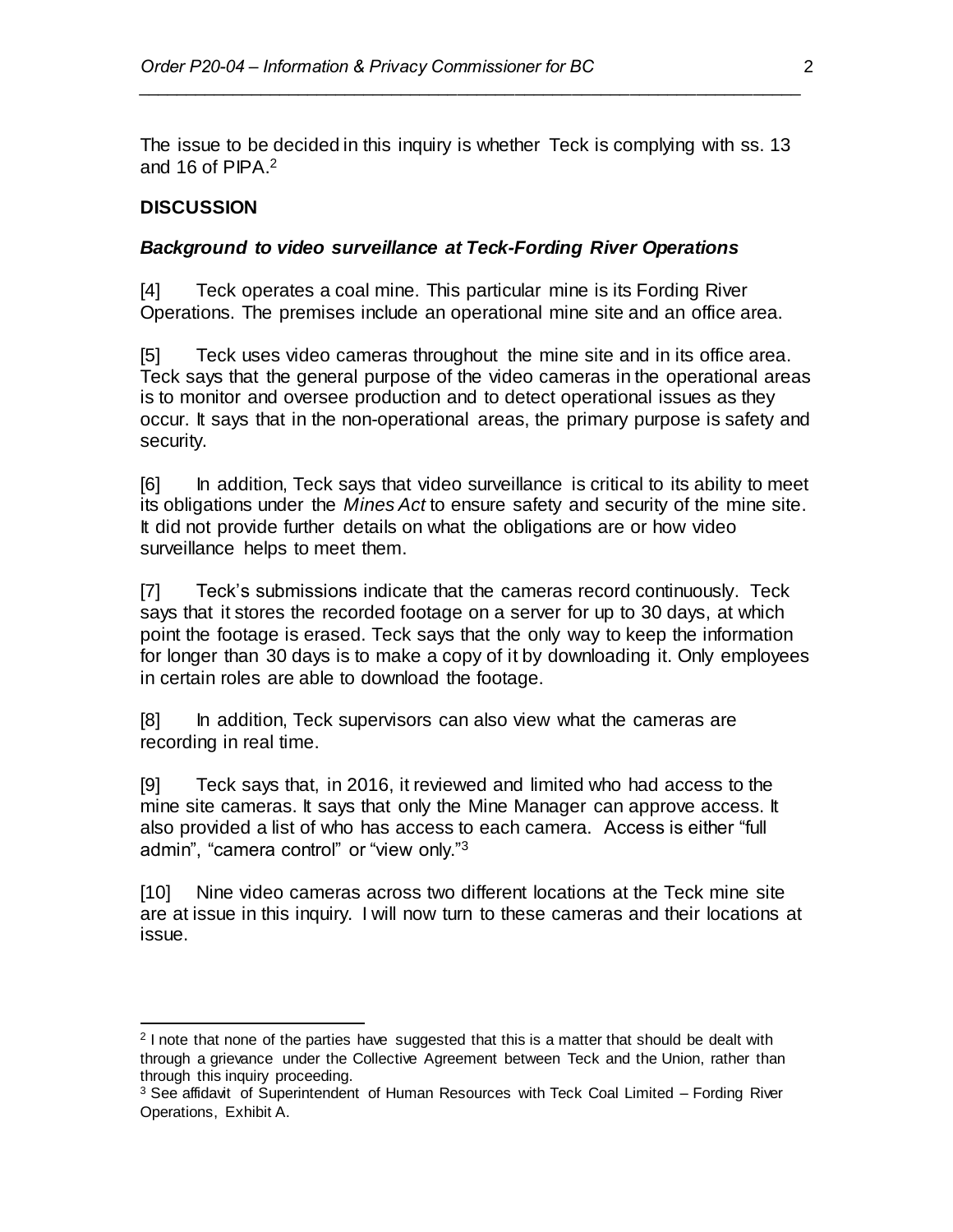The issue to be decided in this inquiry is whether Teck is complying with ss. 13 and 16 of PIPA.[2]

## DISCUSSION

### *Background to video surveillance at Teck-Fording River Operations*

[4] Teck operates a coal mine. This particular mine is its Fording River Operations. The premises include an operational mine site and an office area.

[5] Teck uses video cameras throughout the mine site and in its office area. Teck says that the general purpose of the video cameras in the operational areas is to monitor and oversee production and to detect operational issues as they occur. It says that in the non-operational areas, the primary purpose is safety and security.

[6] In addition, Teck says that video surveillance is critical to its ability to meet its obligations under the *Mines Act* to ensure safety and security of the mine site. It did not provide further details on what the obligations are or how video surveillance helps to meet them.

[7] Teck's submissions indicate that the cameras record continuously. Teck says that it stores the recorded footage on a server for up to 30 days, at which point the footage is erased. Teck says that the only way to keep the information for longer than 30 days is to make a copy of it by downloading it. Only employees in certain roles are able to download the footage.

[8] In addition, Teck supervisors can also view what the cameras are recording in real time.

[9] Teck says that, in 2016, it reviewed and limited who had access to the mine site cameras. It says that only the Mine Manager can approve access. It also provided a list of who has access to each camera. Access is either "full admin", "camera control" or "view only."[3]

[10] Nine video cameras across two different locations at the Teck mine site are at issue in this inquiry. I will now turn to these cameras and their locations at issue.

---

[2] I note that none of the parties have suggested that this is a matter that should be dealt with through a grievance under the Collective Agreement between Teck and the Union, rather than through this inquiry proceeding.

[3] See affidavit of Superintendent of Human Resources with Teck Coal Limited – Fording River Operations, Exhibit A.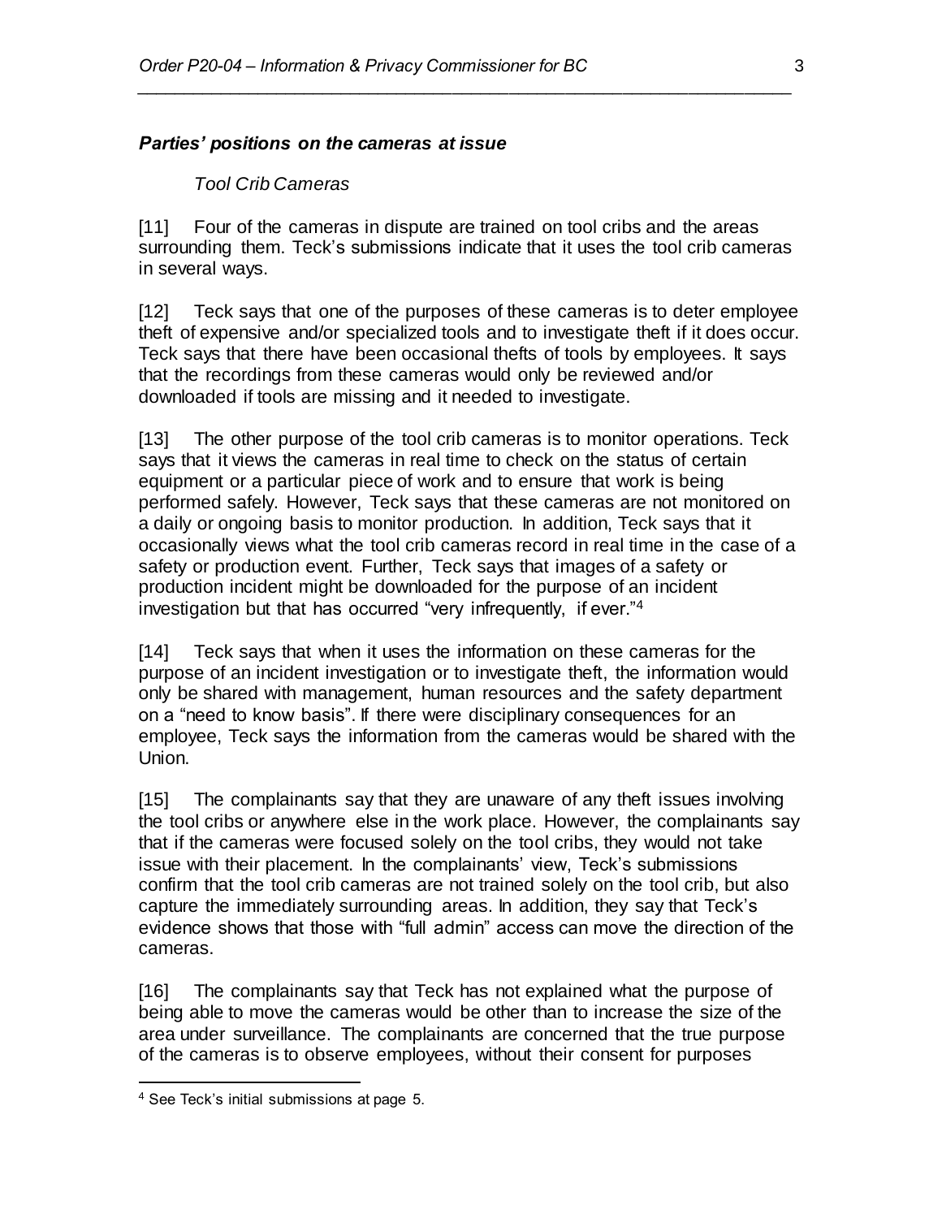### *Parties' positions on the cameras at issue*

*Tool Crib Cameras*

[11] Four of the cameras in dispute are trained on tool cribs and the areas surrounding them. Teck's submissions indicate that it uses the tool crib cameras in several ways.

[12] Teck says that one of the purposes of these cameras is to deter employee theft of expensive and/or specialized tools and to investigate theft if it does occur. Teck says that there have been occasional thefts of tools by employees. It says that the recordings from these cameras would only be reviewed and/or downloaded if tools are missing and it needed to investigate.

[13] The other purpose of the tool crib cameras is to monitor operations. Teck says that it views the cameras in real time to check on the status of certain equipment or a particular piece of work and to ensure that work is being performed safely. However, Teck says that these cameras are not monitored on a daily or ongoing basis to monitor production. In addition, Teck says that it occasionally views what the tool crib cameras record in real time in the case of a safety or production event. Further, Teck says that images of a safety or production incident might be downloaded for the purpose of an incident investigation but that has occurred "very infrequently, if ever."[4]

[14] Teck says that when it uses the information on these cameras for the purpose of an incident investigation or to investigate theft, the information would only be shared with management, human resources and the safety department on a "need to know basis". If there were disciplinary consequences for an employee, Teck says the information from the cameras would be shared with the Union.

[15] The complainants say that they are unaware of any theft issues involving the tool cribs or anywhere else in the work place. However, the complainants say that if the cameras were focused solely on the tool cribs, they would not take issue with their placement. In the complainants' view, Teck's submissions confirm that the tool crib cameras are not trained solely on the tool crib, but also capture the immediately surrounding areas. In addition, they say that Teck's evidence shows that those with "full admin" access can move the direction of the cameras.

[16] The complainants say that Teck has not explained what the purpose of being able to move the cameras would be other than to increase the size of the area under surveillance. The complainants are concerned that the true purpose of the cameras is to observe employees, without their consent for purposes

---

[4] See Teck's initial submissions at page 5.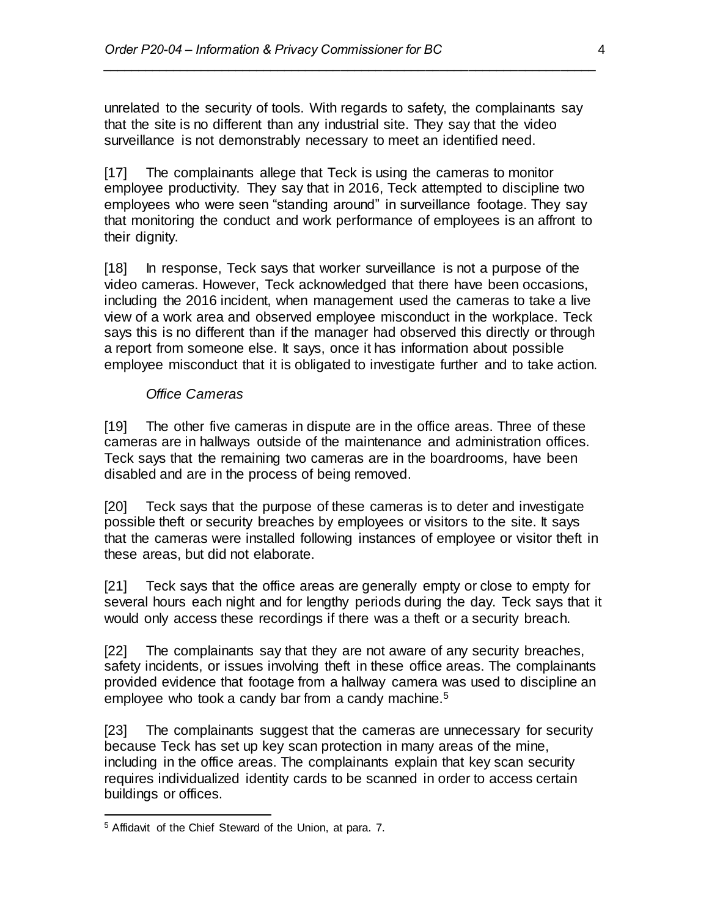unrelated to the security of tools. With regards to safety, the complainants say that the site is no different than any industrial site. They say that the video surveillance is not demonstrably necessary to meet an identified need.

[17] The complainants allege that Teck is using the cameras to monitor employee productivity. They say that in 2016, Teck attempted to discipline two employees who were seen "standing around" in surveillance footage. They say that monitoring the conduct and work performance of employees is an affront to their dignity.

[18] In response, Teck says that worker surveillance is not a purpose of the video cameras. However, Teck acknowledged that there have been occasions, including the 2016 incident, when management used the cameras to take a live view of a work area and observed employee misconduct in the workplace. Teck says this is no different than if the manager had observed this directly or through a report from someone else. It says, once it has information about possible employee misconduct that it is obligated to investigate further and to take action.

*Office Cameras*

[19] The other five cameras in dispute are in the office areas. Three of these cameras are in hallways outside of the maintenance and administration offices. Teck says that the remaining two cameras are in the boardrooms, have been disabled and are in the process of being removed.

[20] Teck says that the purpose of these cameras is to deter and investigate possible theft or security breaches by employees or visitors to the site. It says that the cameras were installed following instances of employee or visitor theft in these areas, but did not elaborate.

[21] Teck says that the office areas are generally empty or close to empty for several hours each night and for lengthy periods during the day. Teck says that it would only access these recordings if there was a theft or a security breach.

[22] The complainants say that they are not aware of any security breaches, safety incidents, or issues involving theft in these office areas. The complainants provided evidence that footage from a hallway camera was used to discipline an employee who took a candy bar from a candy machine.[5]

[23] The complainants suggest that the cameras are unnecessary for security because Teck has set up key scan protection in many areas of the mine, including in the office areas. The complainants explain that key scan security requires individualized identity cards to be scanned in order to access certain buildings or offices.

[5] Affidavit of the Chief Steward of the Union, at para. 7.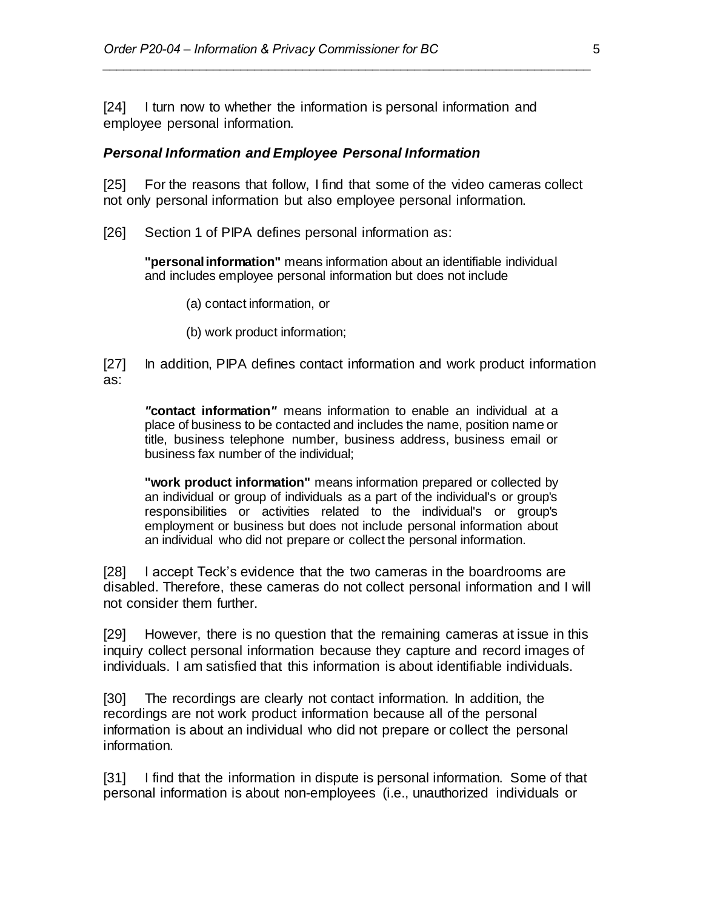[24] I turn now to whether the information is personal information and employee personal information.

### *Personal Information and Employee Personal Information*

[25] For the reasons that follow, I find that some of the video cameras collect not only personal information but also employee personal information.

[26] Section 1 of PIPA defines personal information as:

> **"personal information"** means information about an identifiable individual and includes employee personal information but does not include
>
> (a) contact information, or
>
> (b) work product information;

[27] In addition, PIPA defines contact information and work product information as:

> ***"*contact information*"*** means information to enable an individual at a place of business to be contacted and includes the name, position name or title, business telephone number, business address, business email or business fax number of the individual;
>
> **"work product information"** means information prepared or collected by an individual or group of individuals as a part of the individual's or group's responsibilities or activities related to the individual's or group's employment or business but does not include personal information about an individual who did not prepare or collect the personal information.

[28] I accept Teck's evidence that the two cameras in the boardrooms are disabled. Therefore, these cameras do not collect personal information and I will not consider them further.

[29] However, there is no question that the remaining cameras at issue in this inquiry collect personal information because they capture and record images of individuals. I am satisfied that this information is about identifiable individuals.

[30] The recordings are clearly not contact information. In addition, the recordings are not work product information because all of the personal information is about an individual who did not prepare or collect the personal information.

[31] I find that the information in dispute is personal information. Some of that personal information is about non-employees (i.e., unauthorized individuals or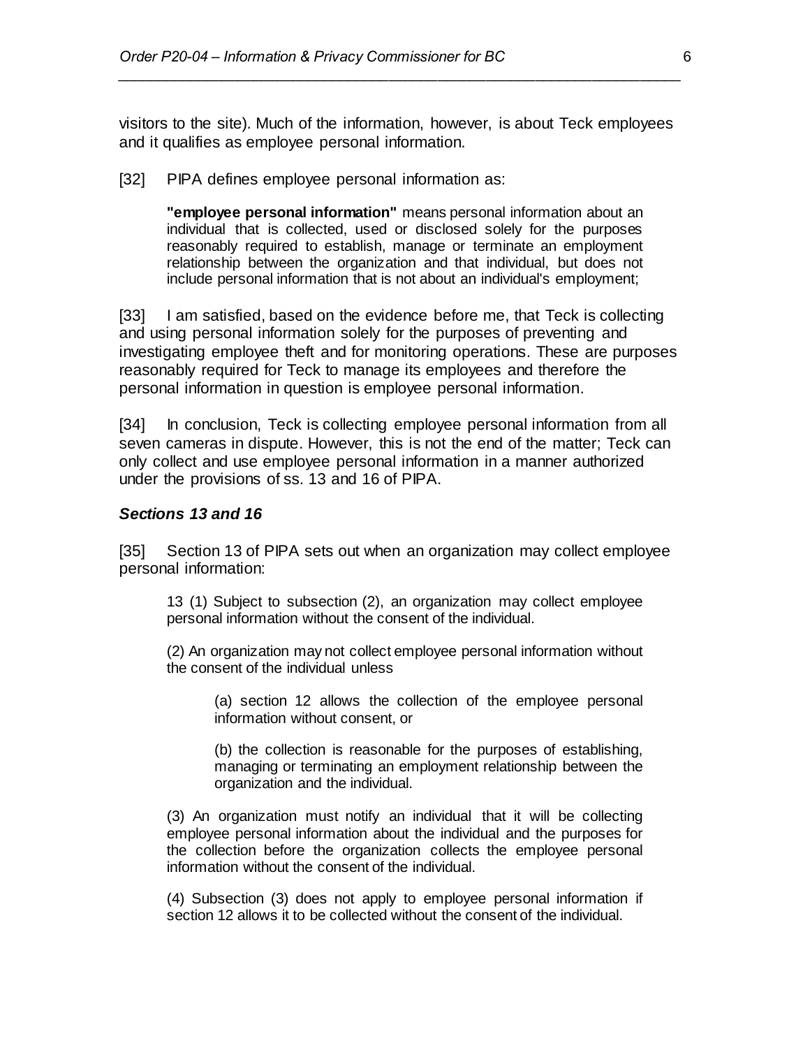visitors to the site). Much of the information, however, is about Teck employees and it qualifies as employee personal information.

[32] PIPA defines employee personal information as:

> **"employee personal information"** means personal information about an individual that is collected, used or disclosed solely for the purposes reasonably required to establish, manage or terminate an employment relationship between the organization and that individual, but does not include personal information that is not about an individual's employment;

[33] I am satisfied, based on the evidence before me, that Teck is collecting and using personal information solely for the purposes of preventing and investigating employee theft and for monitoring operations. These are purposes reasonably required for Teck to manage its employees and therefore the personal information in question is employee personal information.

[34] In conclusion, Teck is collecting employee personal information from all seven cameras in dispute. However, this is not the end of the matter; Teck can only collect and use employee personal information in a manner authorized under the provisions of ss. 13 and 16 of PIPA.

### *Sections 13 and 16*

[35] Section 13 of PIPA sets out when an organization may collect employee personal information:

> 13 (1) Subject to subsection (2), an organization may collect employee personal information without the consent of the individual.
>
> (2) An organization may not collect employee personal information without the consent of the individual unless
>
> > (a) section 12 allows the collection of the employee personal information without consent, or
> >
> > (b) the collection is reasonable for the purposes of establishing, managing or terminating an employment relationship between the organization and the individual.
>
> (3) An organization must notify an individual that it will be collecting employee personal information about the individual and the purposes for the collection before the organization collects the employee personal information without the consent of the individual.
>
> (4) Subsection (3) does not apply to employee personal information if section 12 allows it to be collected without the consent of the individual.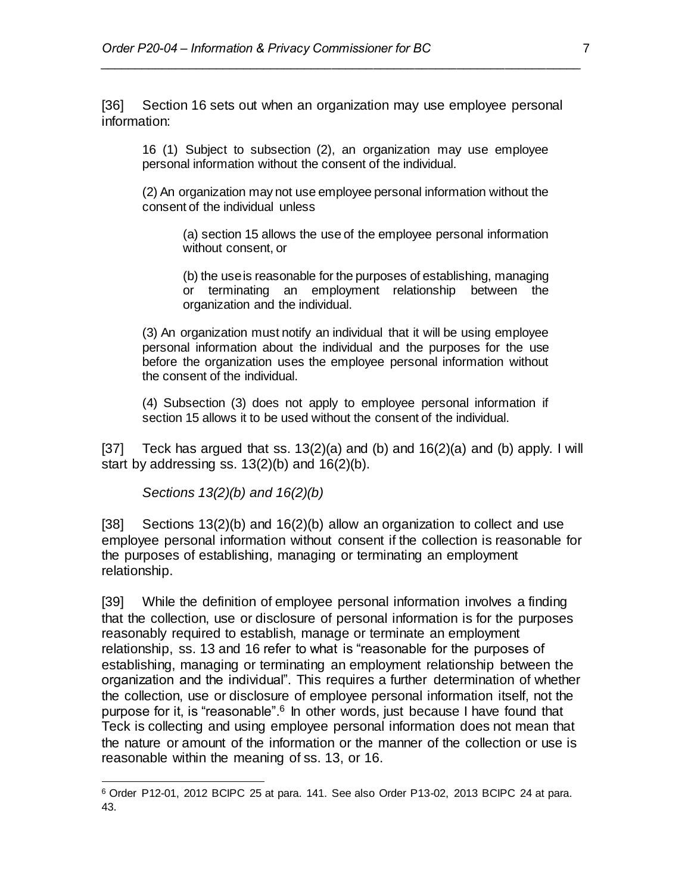[36] Section 16 sets out when an organization may use employee personal information:

> 16 (1) Subject to subsection (2), an organization may use employee personal information without the consent of the individual.
>
> (2) An organization may not use employee personal information without the consent of the individual unless
>
> > (a) section 15 allows the use of the employee personal information without consent, or
> >
> > (b) the use is reasonable for the purposes of establishing, managing or terminating an employment relationship between the organization and the individual.
>
> (3) An organization must notify an individual that it will be using employee personal information about the individual and the purposes for the use before the organization uses the employee personal information without the consent of the individual.
>
> (4) Subsection (3) does not apply to employee personal information if section 15 allows it to be used without the consent of the individual.

[37] Teck has argued that ss. 13(2)(a) and (b) and 16(2)(a) and (b) apply. I will start by addressing ss. 13(2)(b) and 16(2)(b).

*Sections 13(2)(b) and 16(2)(b)*

[38] Sections 13(2)(b) and 16(2)(b) allow an organization to collect and use employee personal information without consent if the collection is reasonable for the purposes of establishing, managing or terminating an employment relationship.

[39] While the definition of employee personal information involves a finding that the collection, use or disclosure of personal information is for the purposes reasonably required to establish, manage or terminate an employment relationship, ss. 13 and 16 refer to what is "reasonable for the purposes of establishing, managing or terminating an employment relationship between the organization and the individual". This requires a further determination of whether the collection, use or disclosure of employee personal information itself, not the purpose for it, is "reasonable".[6] In other words, just because I have found that Teck is collecting and using employee personal information does not mean that the nature or amount of the information or the manner of the collection or use is reasonable within the meaning of ss. 13, or 16.

---

[6] Order P12-01, 2012 BCIPC 25 at para. 141. See also Order P13-02, 2013 BCIPC 24 at para. 43.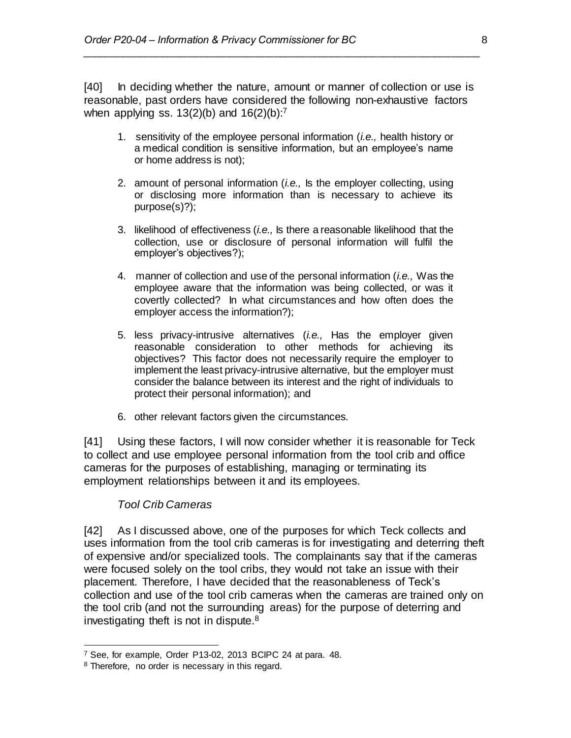[40] In deciding whether the nature, amount or manner of collection or use is reasonable, past orders have considered the following non-exhaustive factors when applying ss. 13(2)(b) and 16(2)(b):[7]

1. sensitivity of the employee personal information (*i.e.,* health history or a medical condition is sensitive information, but an employee's name or home address is not);

2. amount of personal information (*i.e.,* Is the employer collecting, using or disclosing more information than is necessary to achieve its purpose(s)?);

3. likelihood of effectiveness (*i.e.,* Is there a reasonable likelihood that the collection, use or disclosure of personal information will fulfil the employer's objectives?);

4. manner of collection and use of the personal information (*i.e.,* Was the employee aware that the information was being collected, or was it covertly collected? In what circumstances and how often does the employer access the information?);

5. less privacy-intrusive alternatives (*i.e.,* Has the employer given reasonable consideration to other methods for achieving its objectives? This factor does not necessarily require the employer to implement the least privacy-intrusive alternative, but the employer must consider the balance between its interest and the right of individuals to protect their personal information); and

6. other relevant factors given the circumstances.

[41] Using these factors, I will now consider whether it is reasonable for Teck to collect and use employee personal information from the tool crib and office cameras for the purposes of establishing, managing or terminating its employment relationships between it and its employees.

*Tool Crib Cameras*

[42] As I discussed above, one of the purposes for which Teck collects and uses information from the tool crib cameras is for investigating and deterring theft of expensive and/or specialized tools. The complainants say that if the cameras were focused solely on the tool cribs, they would not take an issue with their placement. Therefore, I have decided that the reasonableness of Teck's collection and use of the tool crib cameras when the cameras are trained only on the tool crib (and not the surrounding areas) for the purpose of deterring and investigating theft is not in dispute.[8]

---

[7] See, for example, Order P13-02, 2013 BCIPC 24 at para. 48.

[8] Therefore, no order is necessary in this regard.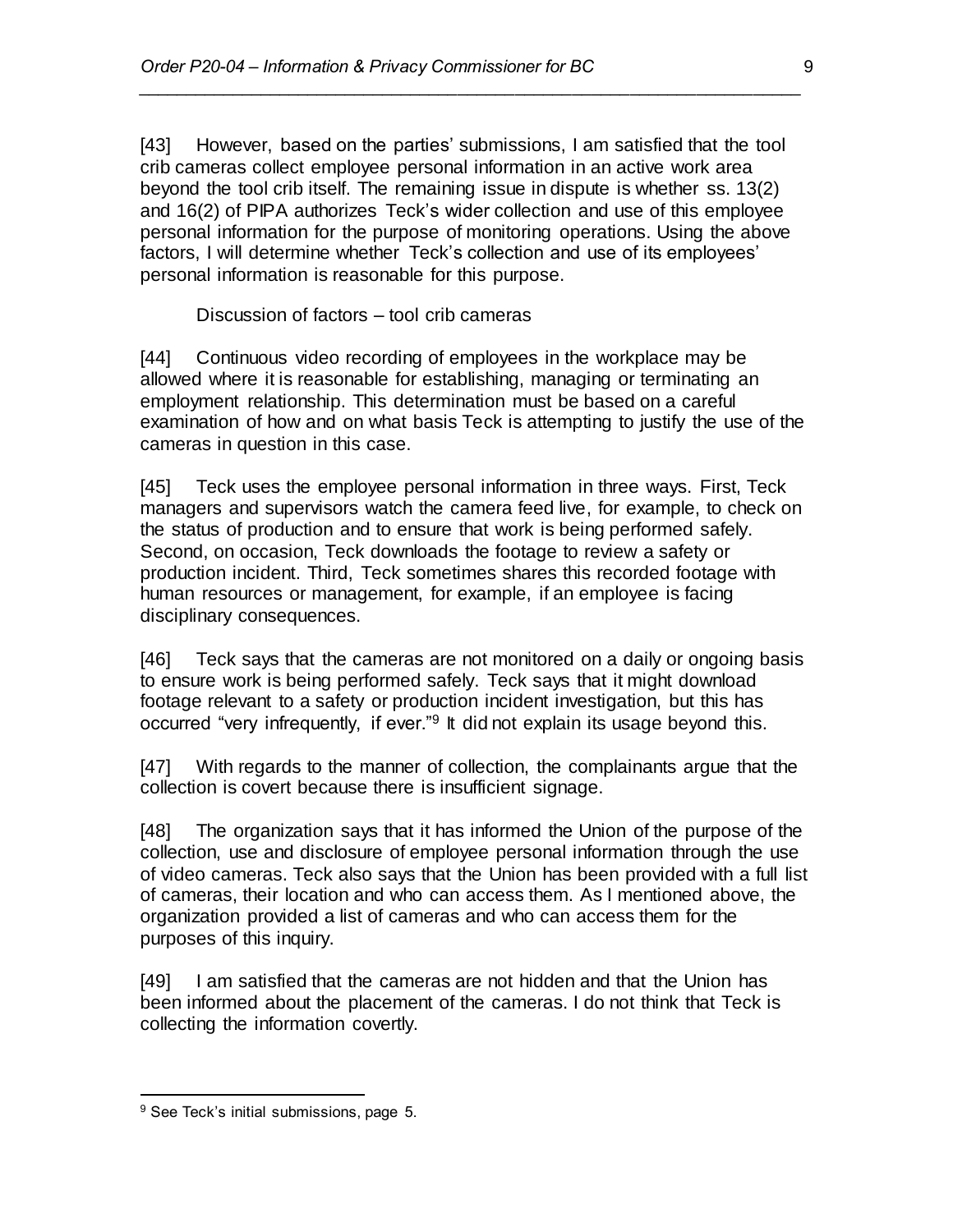[43] However, based on the parties' submissions, I am satisfied that the tool crib cameras collect employee personal information in an active work area beyond the tool crib itself. The remaining issue in dispute is whether ss. 13(2) and 16(2) of PIPA authorizes Teck's wider collection and use of this employee personal information for the purpose of monitoring operations. Using the above factors, I will determine whether Teck's collection and use of its employees' personal information is reasonable for this purpose.

Discussion of factors – tool crib cameras

[44] Continuous video recording of employees in the workplace may be allowed where it is reasonable for establishing, managing or terminating an employment relationship. This determination must be based on a careful examination of how and on what basis Teck is attempting to justify the use of the cameras in question in this case.

[45] Teck uses the employee personal information in three ways. First, Teck managers and supervisors watch the camera feed live, for example, to check on the status of production and to ensure that work is being performed safely. Second, on occasion, Teck downloads the footage to review a safety or production incident. Third, Teck sometimes shares this recorded footage with human resources or management, for example, if an employee is facing disciplinary consequences.

[46] Teck says that the cameras are not monitored on a daily or ongoing basis to ensure work is being performed safely. Teck says that it might download footage relevant to a safety or production incident investigation, but this has occurred "very infrequently, if ever."[9] It did not explain its usage beyond this.

[47] With regards to the manner of collection, the complainants argue that the collection is covert because there is insufficient signage.

[48] The organization says that it has informed the Union of the purpose of the collection, use and disclosure of employee personal information through the use of video cameras. Teck also says that the Union has been provided with a full list of cameras, their location and who can access them. As I mentioned above, the organization provided a list of cameras and who can access them for the purposes of this inquiry.

[49] I am satisfied that the cameras are not hidden and that the Union has been informed about the placement of the cameras. I do not think that Teck is collecting the information covertly.

---

[9] See Teck's initial submissions, page 5.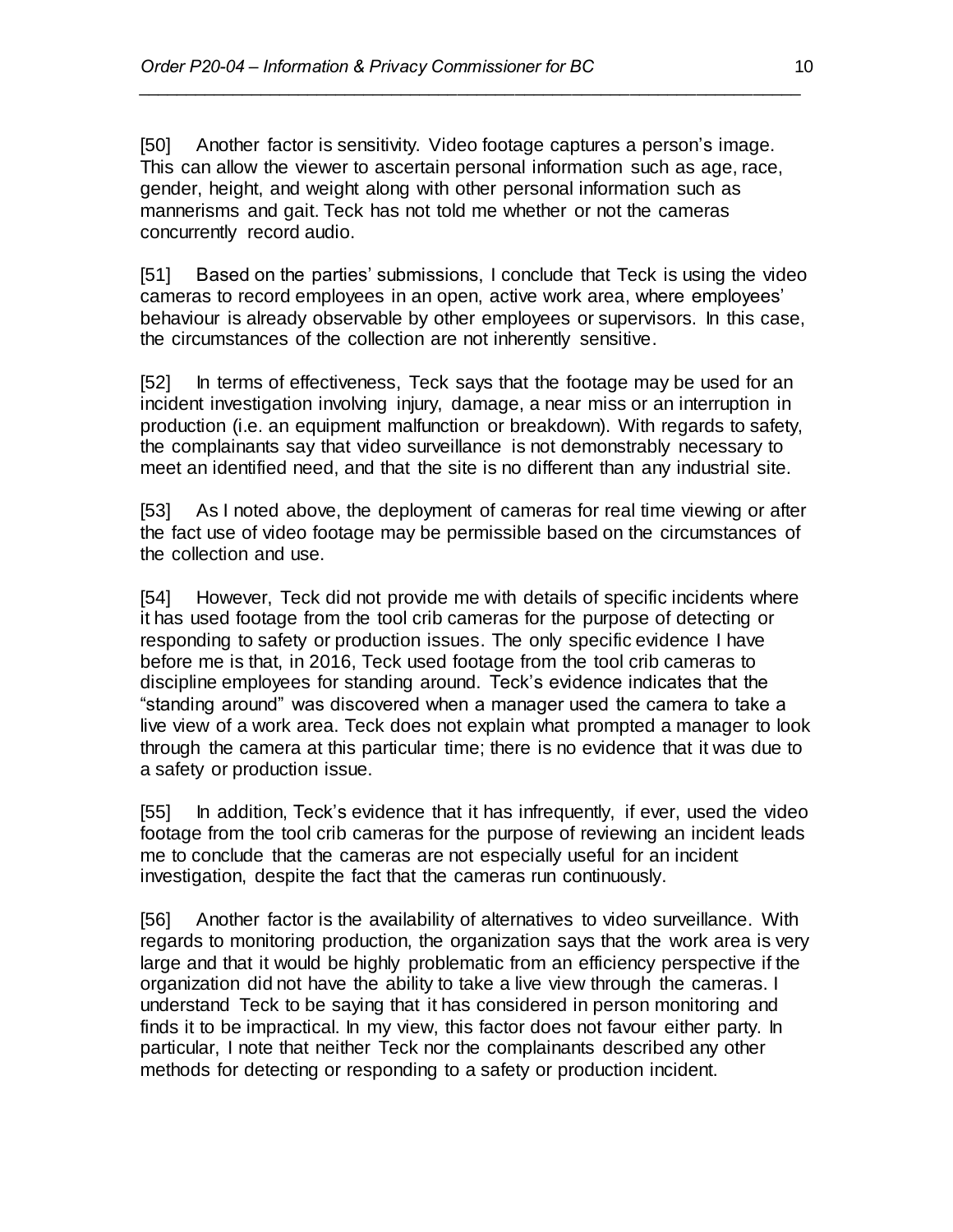[50] Another factor is sensitivity. Video footage captures a person's image. This can allow the viewer to ascertain personal information such as age, race, gender, height, and weight along with other personal information such as mannerisms and gait. Teck has not told me whether or not the cameras concurrently record audio.

[51] Based on the parties' submissions, I conclude that Teck is using the video cameras to record employees in an open, active work area, where employees' behaviour is already observable by other employees or supervisors. In this case, the circumstances of the collection are not inherently sensitive.

[52] In terms of effectiveness, Teck says that the footage may be used for an incident investigation involving injury, damage, a near miss or an interruption in production (i.e. an equipment malfunction or breakdown). With regards to safety, the complainants say that video surveillance is not demonstrably necessary to meet an identified need, and that the site is no different than any industrial site.

[53] As I noted above, the deployment of cameras for real time viewing or after the fact use of video footage may be permissible based on the circumstances of the collection and use.

[54] However, Teck did not provide me with details of specific incidents where it has used footage from the tool crib cameras for the purpose of detecting or responding to safety or production issues. The only specific evidence I have before me is that, in 2016, Teck used footage from the tool crib cameras to discipline employees for standing around. Teck's evidence indicates that the "standing around" was discovered when a manager used the camera to take a live view of a work area. Teck does not explain what prompted a manager to look through the camera at this particular time; there is no evidence that it was due to a safety or production issue.

[55] In addition, Teck's evidence that it has infrequently, if ever, used the video footage from the tool crib cameras for the purpose of reviewing an incident leads me to conclude that the cameras are not especially useful for an incident investigation, despite the fact that the cameras run continuously.

[56] Another factor is the availability of alternatives to video surveillance. With regards to monitoring production, the organization says that the work area is very large and that it would be highly problematic from an efficiency perspective if the organization did not have the ability to take a live view through the cameras. I understand Teck to be saying that it has considered in person monitoring and finds it to be impractical. In my view, this factor does not favour either party. In particular, I note that neither Teck nor the complainants described any other methods for detecting or responding to a safety or production incident.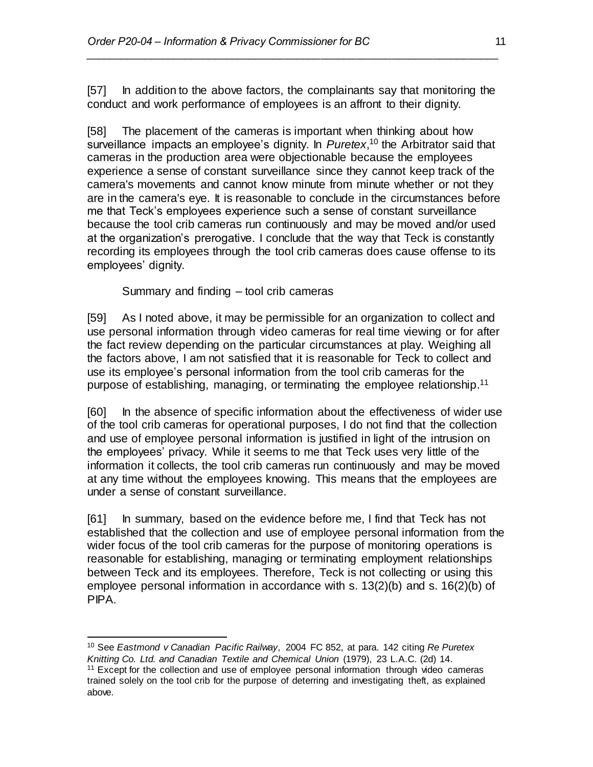[57] In addition to the above factors, the complainants say that monitoring the conduct and work performance of employees is an affront to their dignity.

[58] The placement of the cameras is important when thinking about how surveillance impacts an employee's dignity. In *Puretex*,[10] the Arbitrator said that cameras in the production area were objectionable because the employees experience a sense of constant surveillance since they cannot keep track of the camera's movements and cannot know minute from minute whether or not they are in the camera's eye. It is reasonable to conclude in the circumstances before me that Teck's employees experience such a sense of constant surveillance because the tool crib cameras run continuously and may be moved and/or used at the organization's prerogative. I conclude that the way that Teck is constantly recording its employees through the tool crib cameras does cause offense to its employees' dignity.

Summary and finding – tool crib cameras

[59] As I noted above, it may be permissible for an organization to collect and use personal information through video cameras for real time viewing or for after the fact review depending on the particular circumstances at play. Weighing all the factors above, I am not satisfied that it is reasonable for Teck to collect and use its employee's personal information from the tool crib cameras for the purpose of establishing, managing, or terminating the employee relationship.[11]

[60] In the absence of specific information about the effectiveness of wider use of the tool crib cameras for operational purposes, I do not find that the collection and use of employee personal information is justified in light of the intrusion on the employees' privacy. While it seems to me that Teck uses very little of the information it collects, the tool crib cameras run continuously and may be moved at any time without the employees knowing. This means that the employees are under a sense of constant surveillance.

[61] In summary, based on the evidence before me, I find that Teck has not established that the collection and use of employee personal information from the wider focus of the tool crib cameras for the purpose of monitoring operations is reasonable for establishing, managing or terminating employment relationships between Teck and its employees. Therefore, Teck is not collecting or using this employee personal information in accordance with s. 13(2)(b) and s. 16(2)(b) of PIPA.

---

[10] See *Eastmond v Canadian Pacific Railway*, 2004 FC 852, at para. 142 citing *Re Puretex Knitting Co. Ltd. and Canadian Textile and Chemical Union* (1979), 23 L.A.C. (2d) 14.

[11] Except for the collection and use of employee personal information through video cameras trained solely on the tool crib for the purpose of deterring and investigating theft, as explained above.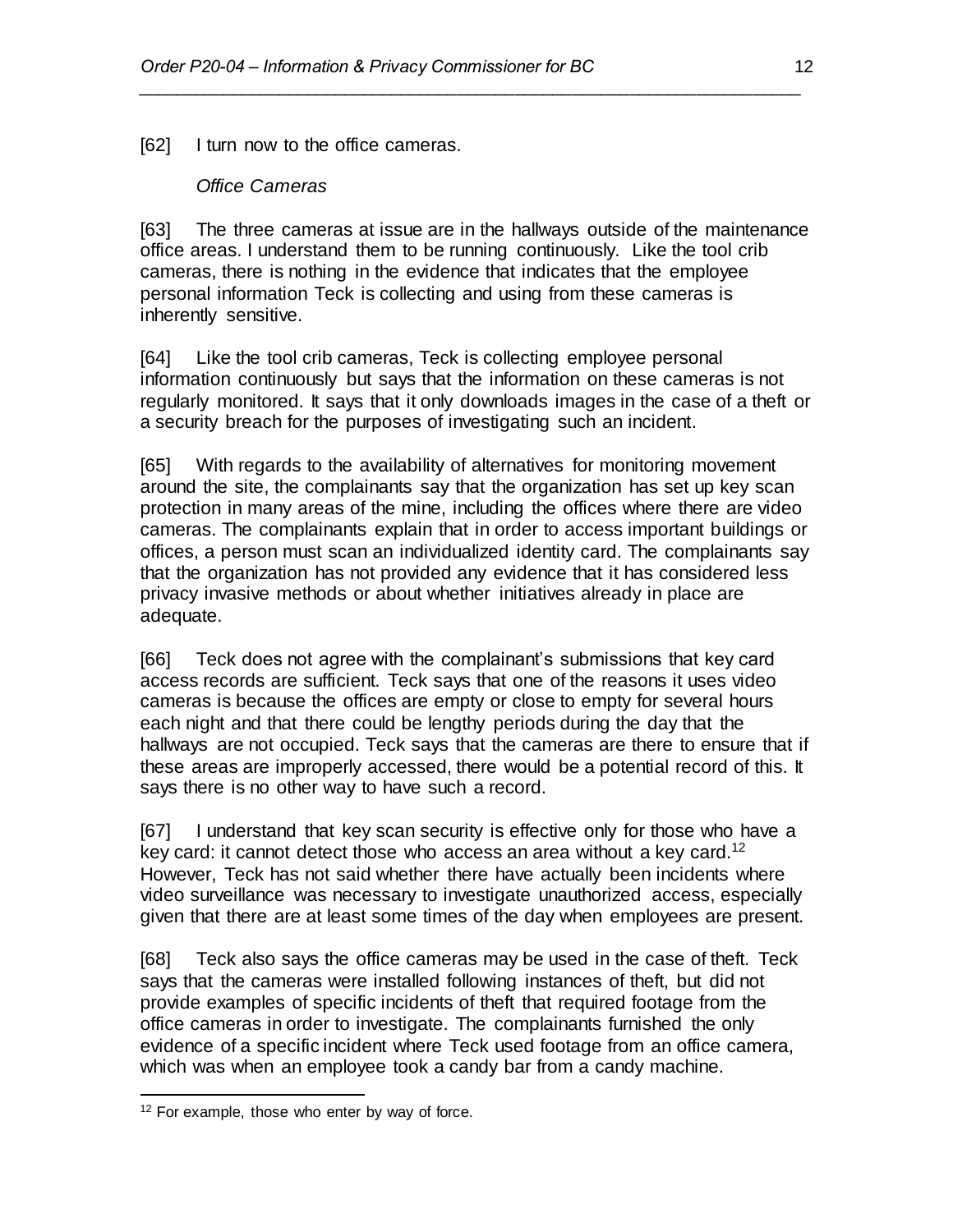[62] I turn now to the office cameras.

*Office Cameras*

[63] The three cameras at issue are in the hallways outside of the maintenance office areas. I understand them to be running continuously. Like the tool crib cameras, there is nothing in the evidence that indicates that the employee personal information Teck is collecting and using from these cameras is inherently sensitive.

[64] Like the tool crib cameras, Teck is collecting employee personal information continuously but says that the information on these cameras is not regularly monitored. It says that it only downloads images in the case of a theft or a security breach for the purposes of investigating such an incident.

[65] With regards to the availability of alternatives for monitoring movement around the site, the complainants say that the organization has set up key scan protection in many areas of the mine, including the offices where there are video cameras. The complainants explain that in order to access important buildings or offices, a person must scan an individualized identity card. The complainants say that the organization has not provided any evidence that it has considered less privacy invasive methods or about whether initiatives already in place are adequate.

[66] Teck does not agree with the complainant's submissions that key card access records are sufficient. Teck says that one of the reasons it uses video cameras is because the offices are empty or close to empty for several hours each night and that there could be lengthy periods during the day that the hallways are not occupied. Teck says that the cameras are there to ensure that if these areas are improperly accessed, there would be a potential record of this. It says there is no other way to have such a record.

[67] I understand that key scan security is effective only for those who have a key card: it cannot detect those who access an area without a key card.[12] However, Teck has not said whether there have actually been incidents where video surveillance was necessary to investigate unauthorized access, especially given that there are at least some times of the day when employees are present.

[68] Teck also says the office cameras may be used in the case of theft. Teck says that the cameras were installed following instances of theft, but did not provide examples of specific incidents of theft that required footage from the office cameras in order to investigate. The complainants furnished the only evidence of a specific incident where Teck used footage from an office camera, which was when an employee took a candy bar from a candy machine.

[12] For example, those who enter by way of force.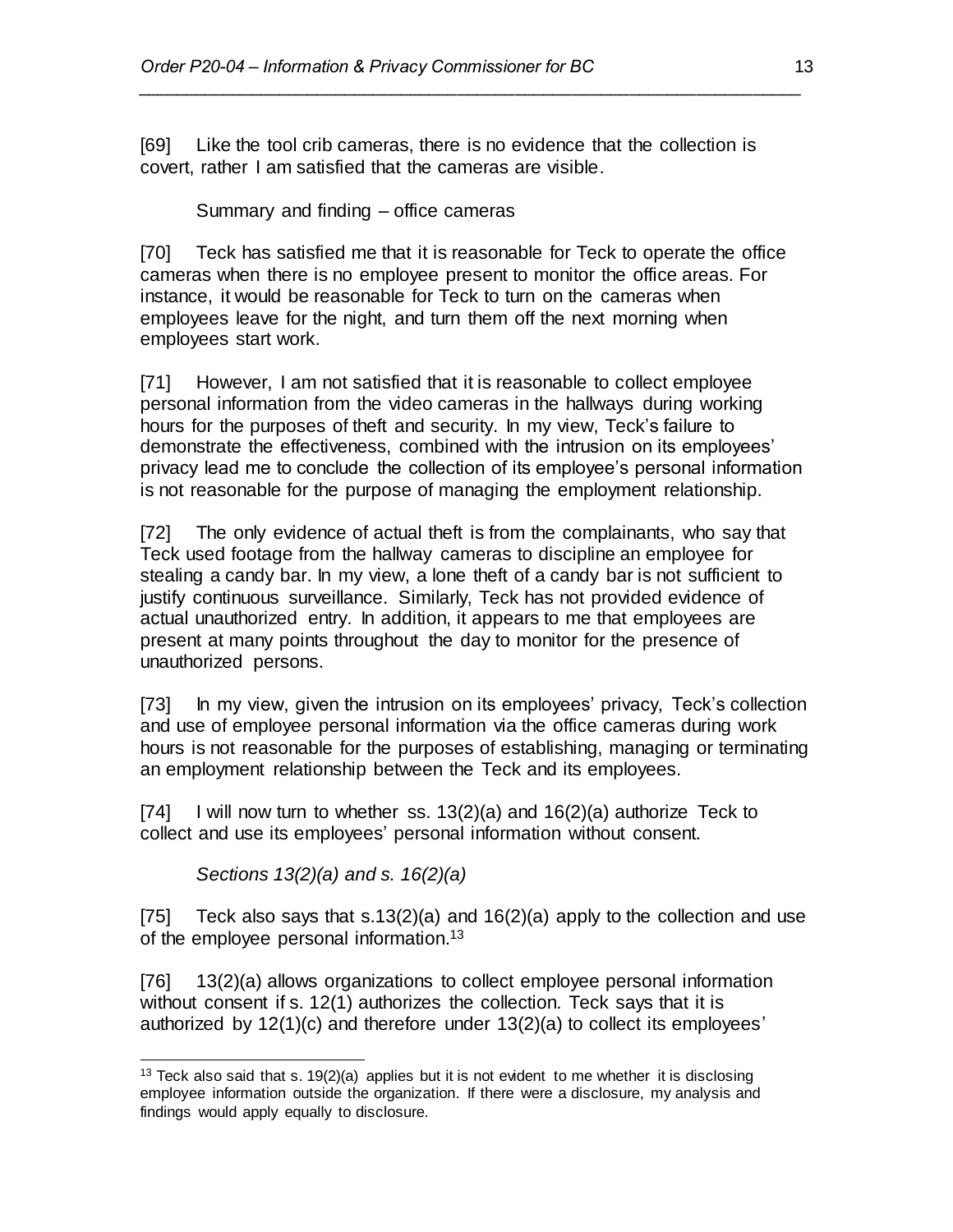[69] Like the tool crib cameras, there is no evidence that the collection is covert, rather I am satisfied that the cameras are visible.

Summary and finding – office cameras

[70] Teck has satisfied me that it is reasonable for Teck to operate the office cameras when there is no employee present to monitor the office areas. For instance, it would be reasonable for Teck to turn on the cameras when employees leave for the night, and turn them off the next morning when employees start work.

[71] However, I am not satisfied that it is reasonable to collect employee personal information from the video cameras in the hallways during working hours for the purposes of theft and security. In my view, Teck's failure to demonstrate the effectiveness, combined with the intrusion on its employees' privacy lead me to conclude the collection of its employee's personal information is not reasonable for the purpose of managing the employment relationship.

[72] The only evidence of actual theft is from the complainants, who say that Teck used footage from the hallway cameras to discipline an employee for stealing a candy bar. In my view, a lone theft of a candy bar is not sufficient to justify continuous surveillance. Similarly, Teck has not provided evidence of actual unauthorized entry. In addition, it appears to me that employees are present at many points throughout the day to monitor for the presence of unauthorized persons.

[73] In my view, given the intrusion on its employees' privacy, Teck's collection and use of employee personal information via the office cameras during work hours is not reasonable for the purposes of establishing, managing or terminating an employment relationship between the Teck and its employees.

[74] I will now turn to whether ss. 13(2)(a) and 16(2)(a) authorize Teck to collect and use its employees' personal information without consent.

*Sections 13(2)(a) and s. 16(2)(a)*

[75] Teck also says that s.13(2)(a) and 16(2)(a) apply to the collection and use of the employee personal information.[13]

[76] 13(2)(a) allows organizations to collect employee personal information without consent if s. 12(1) authorizes the collection. Teck says that it is authorized by 12(1)(c) and therefore under 13(2)(a) to collect its employees'

---

[13] Teck also said that s. 19(2)(a) applies but it is not evident to me whether it is disclosing employee information outside the organization. If there were a disclosure, my analysis and findings would apply equally to disclosure.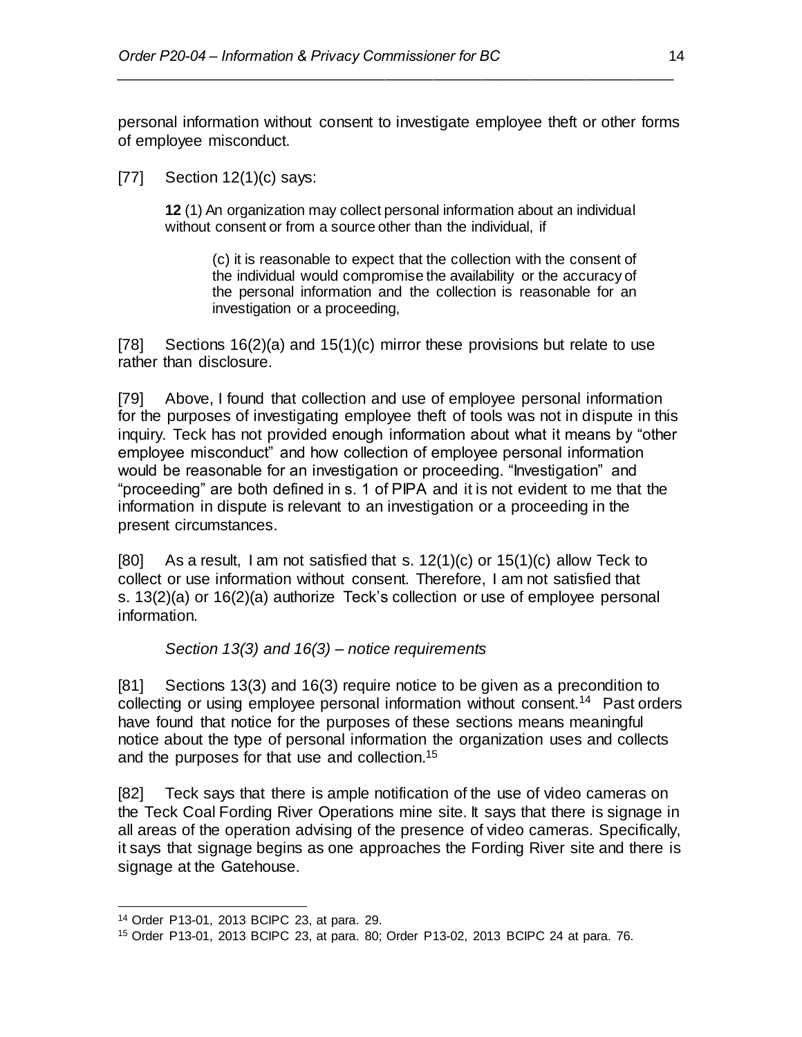personal information without consent to investigate employee theft or other forms of employee misconduct.

[77] Section 12(1)(c) says:

> **12** (1) An organization may collect personal information about an individual without consent or from a source other than the individual, if
>
> > (c) it is reasonable to expect that the collection with the consent of the individual would compromise the availability or the accuracy of the personal information and the collection is reasonable for an investigation or a proceeding,

[78] Sections 16(2)(a) and 15(1)(c) mirror these provisions but relate to use rather than disclosure.

[79] Above, I found that collection and use of employee personal information for the purposes of investigating employee theft of tools was not in dispute in this inquiry. Teck has not provided enough information about what it means by "other employee misconduct" and how collection of employee personal information would be reasonable for an investigation or proceeding. "Investigation" and "proceeding" are both defined in s. 1 of PIPA and it is not evident to me that the information in dispute is relevant to an investigation or a proceeding in the present circumstances.

[80] As a result, I am not satisfied that s. 12(1)(c) or 15(1)(c) allow Teck to collect or use information without consent. Therefore, I am not satisfied that s. 13(2)(a) or 16(2)(a) authorize Teck's collection or use of employee personal information.

*Section 13(3) and 16(3) – notice requirements*

[81] Sections 13(3) and 16(3) require notice to be given as a precondition to collecting or using employee personal information without consent.[14] Past orders have found that notice for the purposes of these sections means meaningful notice about the type of personal information the organization uses and collects and the purposes for that use and collection.[15]

[82] Teck says that there is ample notification of the use of video cameras on the Teck Coal Fording River Operations mine site. It says that there is signage in all areas of the operation advising of the presence of video cameras. Specifically, it says that signage begins as one approaches the Fording River site and there is signage at the Gatehouse.

---

[14] Order P13-01, 2013 BCIPC 23, at para. 29.

[15] Order P13-01, 2013 BCIPC 23, at para. 80; Order P13-02, 2013 BCIPC 24 at para. 76.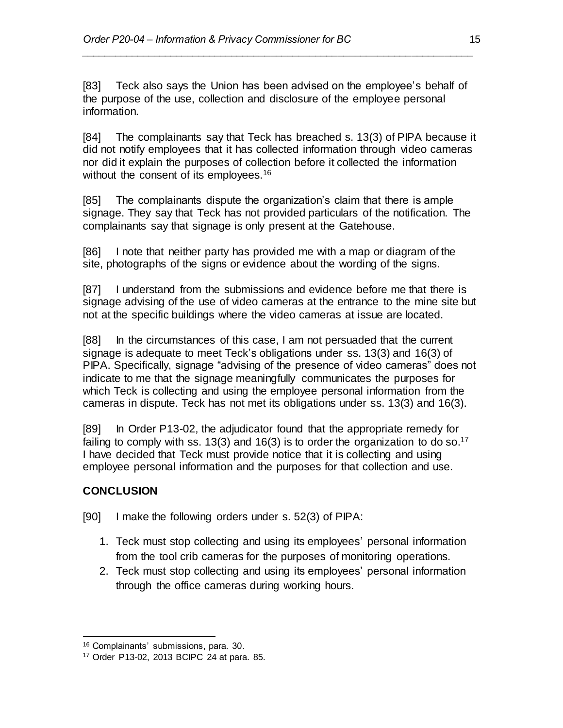[83] Teck also says the Union has been advised on the employee's behalf of the purpose of the use, collection and disclosure of the employee personal information.

[84] The complainants say that Teck has breached s. 13(3) of PIPA because it did not notify employees that it has collected information through video cameras nor did it explain the purposes of collection before it collected the information without the consent of its employees.[16]

[85] The complainants dispute the organization's claim that there is ample signage. They say that Teck has not provided particulars of the notification. The complainants say that signage is only present at the Gatehouse.

[86] I note that neither party has provided me with a map or diagram of the site, photographs of the signs or evidence about the wording of the signs.

[87] I understand from the submissions and evidence before me that there is signage advising of the use of video cameras at the entrance to the mine site but not at the specific buildings where the video cameras at issue are located.

[88] In the circumstances of this case, I am not persuaded that the current signage is adequate to meet Teck's obligations under ss. 13(3) and 16(3) of PIPA. Specifically, signage "advising of the presence of video cameras" does not indicate to me that the signage meaningfully communicates the purposes for which Teck is collecting and using the employee personal information from the cameras in dispute. Teck has not met its obligations under ss. 13(3) and 16(3).

[89] In Order P13-02, the adjudicator found that the appropriate remedy for failing to comply with ss. 13(3) and 16(3) is to order the organization to do so.[17] I have decided that Teck must provide notice that it is collecting and using employee personal information and the purposes for that collection and use.

## CONCLUSION

[90] I make the following orders under s. 52(3) of PIPA:

1. Teck must stop collecting and using its employees' personal information from the tool crib cameras for the purposes of monitoring operations.
2. Teck must stop collecting and using its employees' personal information through the office cameras during working hours.

---

[16] Complainants' submissions, para. 30.

[17] Order P13-02, 2013 BCIPC 24 at para. 85.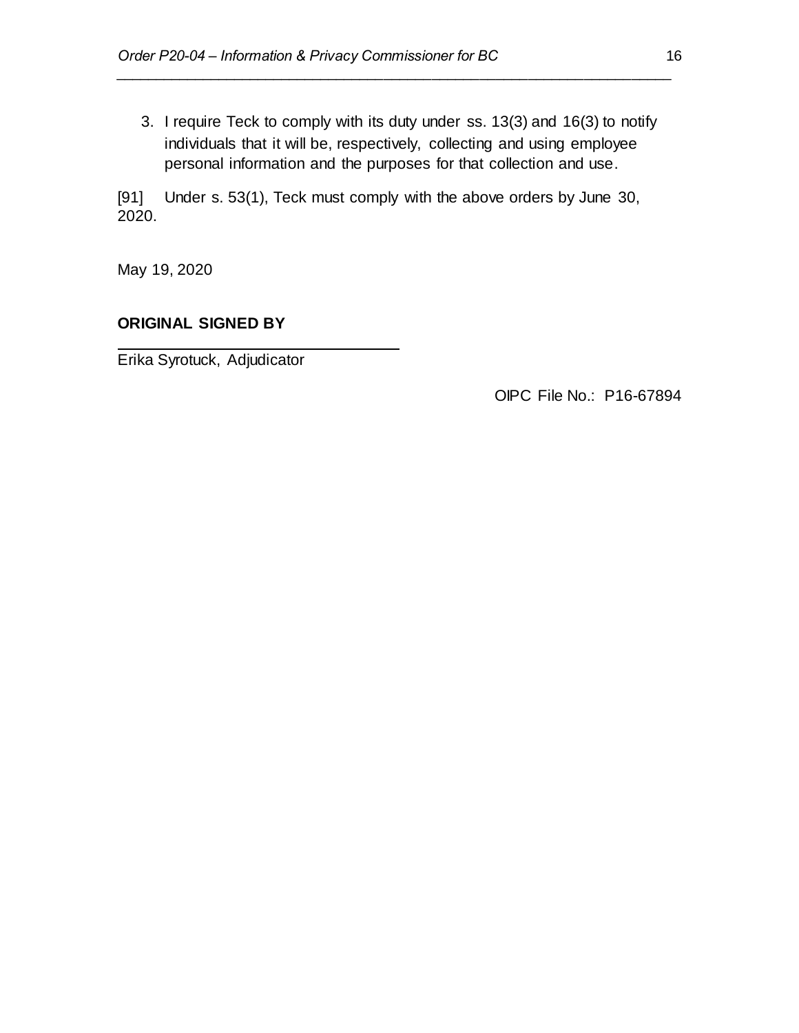3. I require Teck to comply with its duty under ss. 13(3) and 16(3) to notify individuals that it will be, respectively, collecting and using employee personal information and the purposes for that collection and use.

[91] Under s. 53(1), Teck must comply with the above orders by June 30, 2020.

May 19, 2020

**ORIGINAL SIGNED BY**

Erika Syrotuck, Adjudicator

OIPC File No.: P16-67894